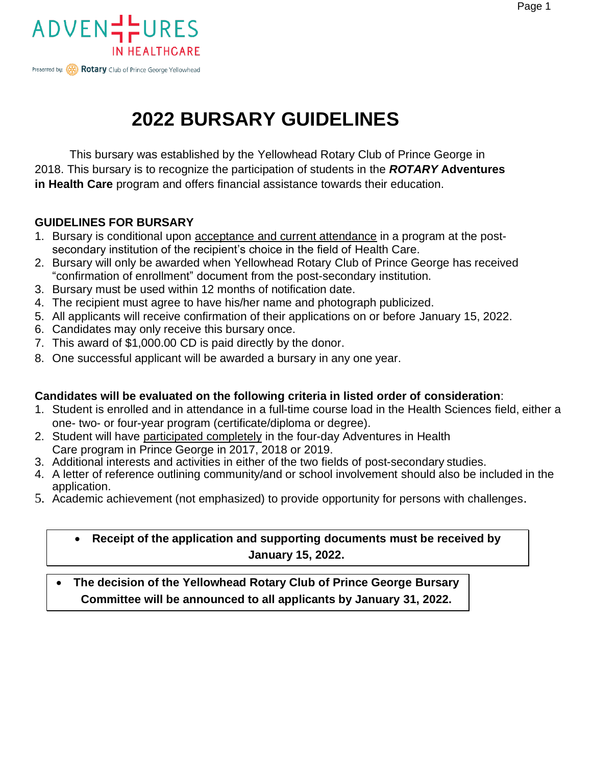ADVENTURES IN HEALTHCARE

Presented by: Rotary Club of Prince George Yellowhead

# 2022 BURSARY GUIDELINES

This bursary was established by the Yellowhead Rotary Club of Prince George in 2018. This bursary is to recognize the participation of students in the ***ROTARY*** **Adventures in Health Care** program and offers financial assistance towards their education.

## GUIDELINES FOR BURSARY

1. Bursary is conditional upon acceptance and current attendance in a program at the post-secondary institution of the recipient's choice in the field of Health Care.
2. Bursary will only be awarded when Yellowhead Rotary Club of Prince George has received "confirmation of enrollment" document from the post-secondary institution.
3. Bursary must be used within 12 months of notification date.
4. The recipient must agree to have his/her name and photograph publicized.
5. All applicants will receive confirmation of their applications on or before January 15, 2022.
6. Candidates may only receive this bursary once.
7. This award of $1,000.00 CD is paid directly by the donor.
8. One successful applicant will be awarded a bursary in any one year.

**Candidates will be evaluated on the following criteria in listed order of consideration**:

1. Student is enrolled and in attendance in a full-time course load in the Health Sciences field, either a one- two- or four-year program (certificate/diploma or degree).
2. Student will have participated completely in the four-day Adventures in Health Care program in Prince George in 2017, 2018 or 2019.
3. Additional interests and activities in either of the two fields of post-secondary studies.
4. A letter of reference outlining community/and or school involvement should also be included in the application.
5. Academic achievement (not emphasized) to provide opportunity for persons with challenges.

- **Receipt of the application and supporting documents must be received by January 15, 2022.**

- **The decision of the Yellowhead Rotary Club of Prince George Bursary Committee will be announced to all applicants by January 31, 2022.**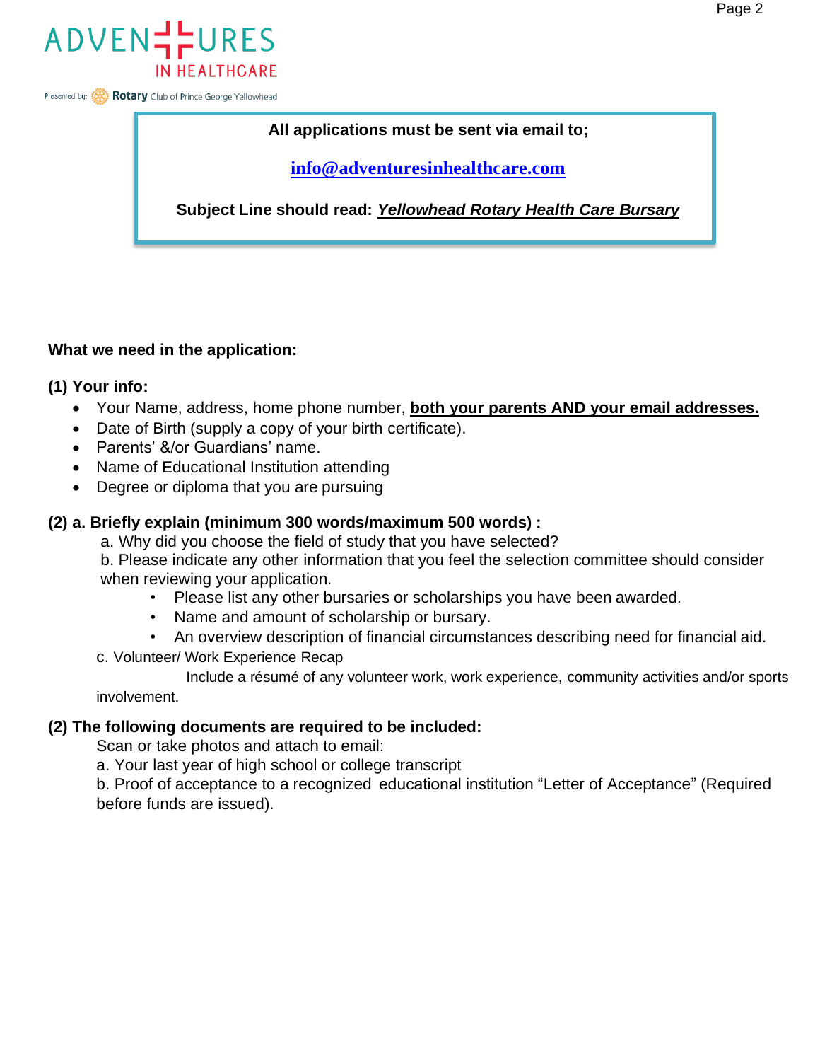ADVENTURES IN HEALTHCARE

Presented by: Rotary Club of Prince George Yellowhead

**All applications must be sent via email to;**

**info@adventuresinhealthcare.com**

**Subject Line should read:** ***Yellowhead Rotary Health Care Bursary***

**What we need in the application:**

**(1) Your info:**

- Your Name, address, home phone number, **both your parents AND your email addresses.**
- Date of Birth (supply a copy of your birth certificate).
- Parents' &/or Guardians' name.
- Name of Educational Institution attending
- Degree or diploma that you are pursuing

**(2) a. Briefly explain (minimum 300 words/maximum 500 words) :**

a. Why did you choose the field of study that you have selected?

b. Please indicate any other information that you feel the selection committee should consider when reviewing your application.

- Please list any other bursaries or scholarships you have been awarded.
- Name and amount of scholarship or bursary.
- An overview description of financial circumstances describing need for financial aid.

c. Volunteer/ Work Experience Recap

Include a résumé of any volunteer work, work experience, community activities and/or sports involvement.

**(2) The following documents are required to be included:**

Scan or take photos and attach to email:

a. Your last year of high school or college transcript

b. Proof of acceptance to a recognized educational institution "Letter of Acceptance" (Required before funds are issued).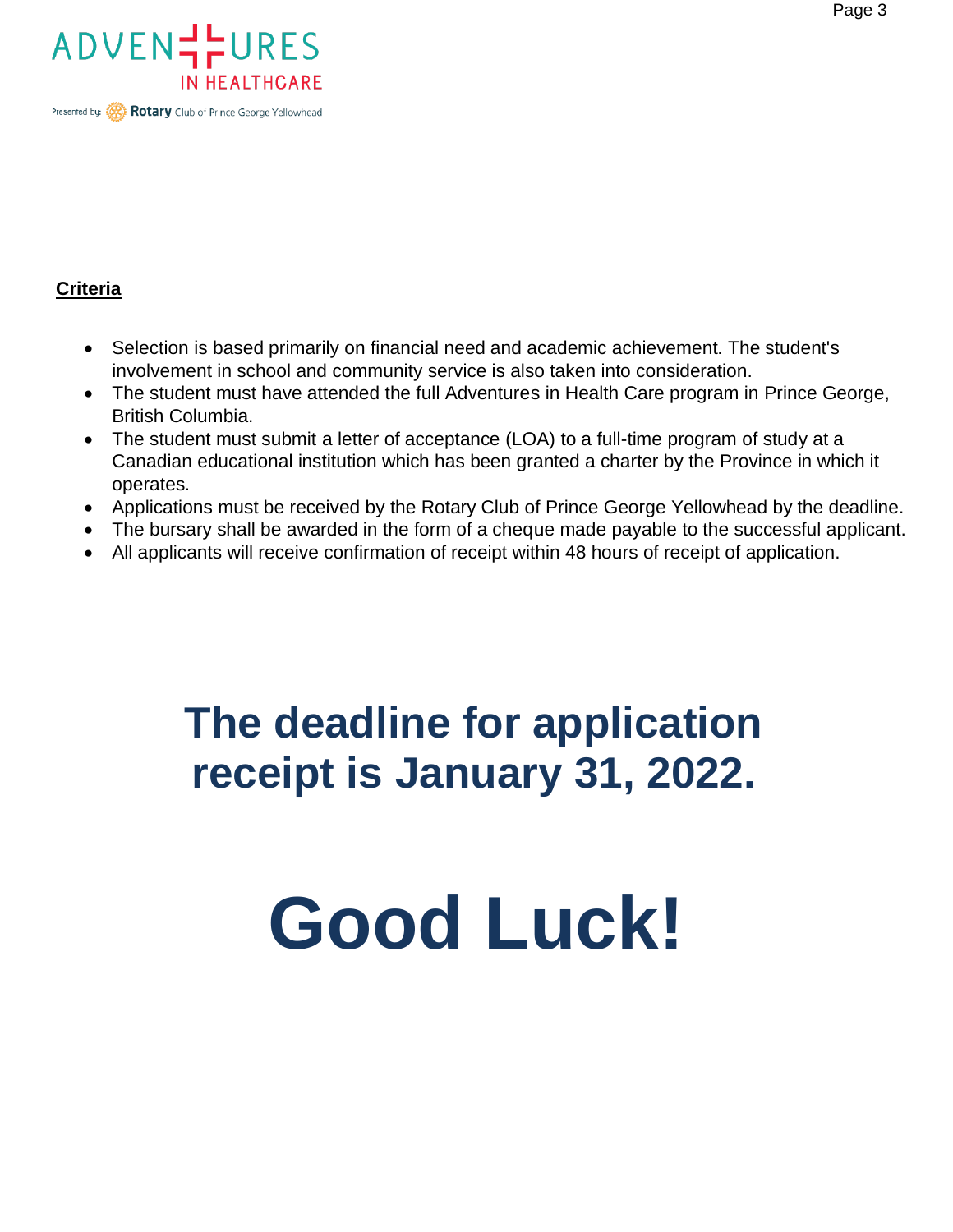**Criteria**

- Selection is based primarily on financial need and academic achievement. The student's involvement in school and community service is also taken into consideration.
- The student must have attended the full Adventures in Health Care program in Prince George, British Columbia.
- The student must submit a letter of acceptance (LOA) to a full-time program of study at a Canadian educational institution which has been granted a charter by the Province in which it operates.
- Applications must be received by the Rotary Club of Prince George Yellowhead by the deadline.
- The bursary shall be awarded in the form of a cheque made payable to the successful applicant.
- All applicants will receive confirmation of receipt within 48 hours of receipt of application.

# The deadline for application receipt is January 31, 2022.

# Good Luck!